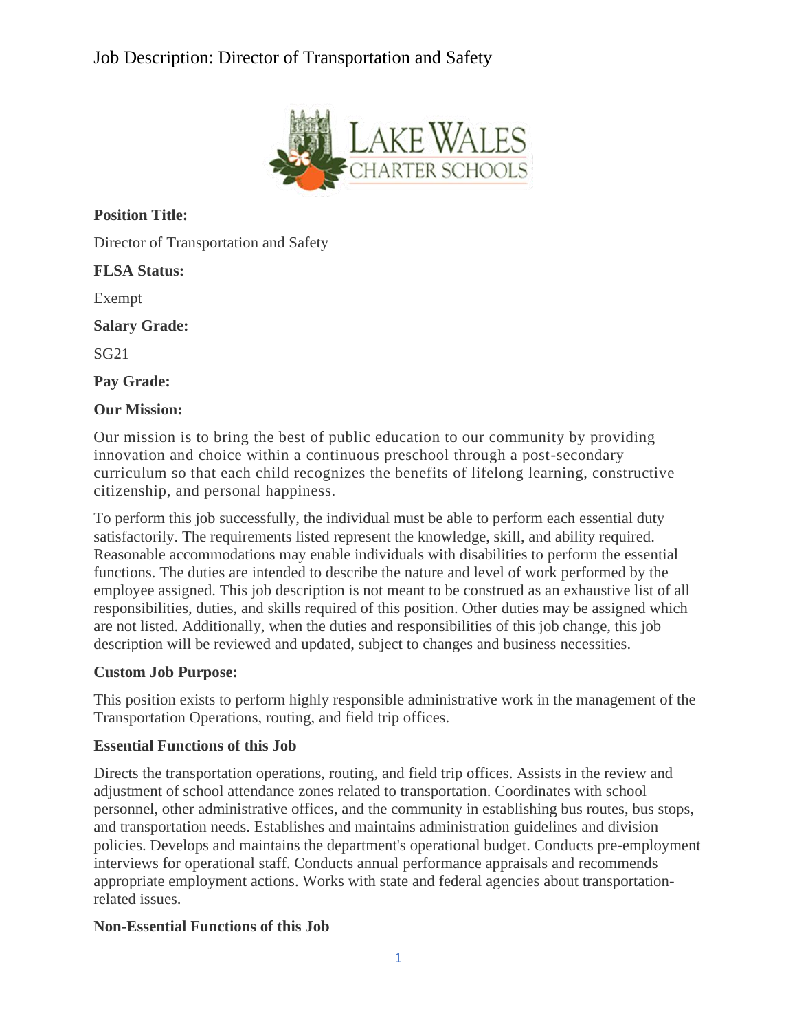# Job Description: Director of Transportation and Safety

**Position Title:**

Director of Transportation and Safety

**FLSA Status:**

Exempt

**Salary Grade:**

SG21

**Pay Grade:**

**Our Mission:**

Our mission is to bring the best of public education to our community by providing innovation and choice within a continuous preschool through a post-secondary curriculum so that each child recognizes the benefits of lifelong learning, constructive citizenship, and personal happiness.

To perform this job successfully, the individual must be able to perform each essential duty satisfactorily. The requirements listed represent the knowledge, skill, and ability required. Reasonable accommodations may enable individuals with disabilities to perform the essential functions. The duties are intended to describe the nature and level of work performed by the employee assigned. This job description is not meant to be construed as an exhaustive list of all responsibilities, duties, and skills required of this position. Other duties may be assigned which are not listed. Additionally, when the duties and responsibilities of this job change, this job description will be reviewed and updated, subject to changes and business necessities.

**Custom Job Purpose:**

This position exists to perform highly responsible administrative work in the management of the Transportation Operations, routing, and field trip offices.

**Essential Functions of this Job**

Directs the transportation operations, routing, and field trip offices. Assists in the review and adjustment of school attendance zones related to transportation. Coordinates with school personnel, other administrative offices, and the community in establishing bus routes, bus stops, and transportation needs. Establishes and maintains administration guidelines and division policies. Develops and maintains the department's operational budget. Conducts pre-employment interviews for operational staff. Conducts annual performance appraisals and recommends appropriate employment actions. Works with state and federal agencies about transportation-related issues.

**Non-Essential Functions of this Job**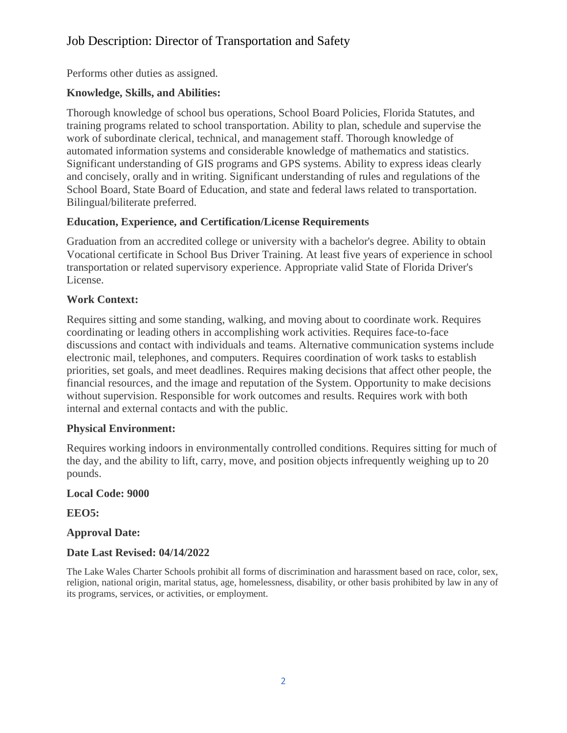Performs other duties as assigned.

**Knowledge, Skills, and Abilities:**

Thorough knowledge of school bus operations, School Board Policies, Florida Statutes, and training programs related to school transportation. Ability to plan, schedule and supervise the work of subordinate clerical, technical, and management staff. Thorough knowledge of automated information systems and considerable knowledge of mathematics and statistics. Significant understanding of GIS programs and GPS systems. Ability to express ideas clearly and concisely, orally and in writing. Significant understanding of rules and regulations of the School Board, State Board of Education, and state and federal laws related to transportation. Bilingual/biliterate preferred.

**Education, Experience, and Certification/License Requirements**

Graduation from an accredited college or university with a bachelor's degree. Ability to obtain Vocational certificate in School Bus Driver Training. At least five years of experience in school transportation or related supervisory experience. Appropriate valid State of Florida Driver's License.

**Work Context:**

Requires sitting and some standing, walking, and moving about to coordinate work. Requires coordinating or leading others in accomplishing work activities. Requires face-to-face discussions and contact with individuals and teams. Alternative communication systems include electronic mail, telephones, and computers. Requires coordination of work tasks to establish priorities, set goals, and meet deadlines. Requires making decisions that affect other people, the financial resources, and the image and reputation of the System. Opportunity to make decisions without supervision. Responsible for work outcomes and results. Requires work with both internal and external contacts and with the public.

**Physical Environment:**

Requires working indoors in environmentally controlled conditions. Requires sitting for much of the day, and the ability to lift, carry, move, and position objects infrequently weighing up to 20 pounds.

**Local Code: 9000**

**EEO5:**

**Approval Date:**

**Date Last Revised: 04/14/2022**

The Lake Wales Charter Schools prohibit all forms of discrimination and harassment based on race, color, sex, religion, national origin, marital status, age, homelessness, disability, or other basis prohibited by law in any of its programs, services, or activities, or employment.